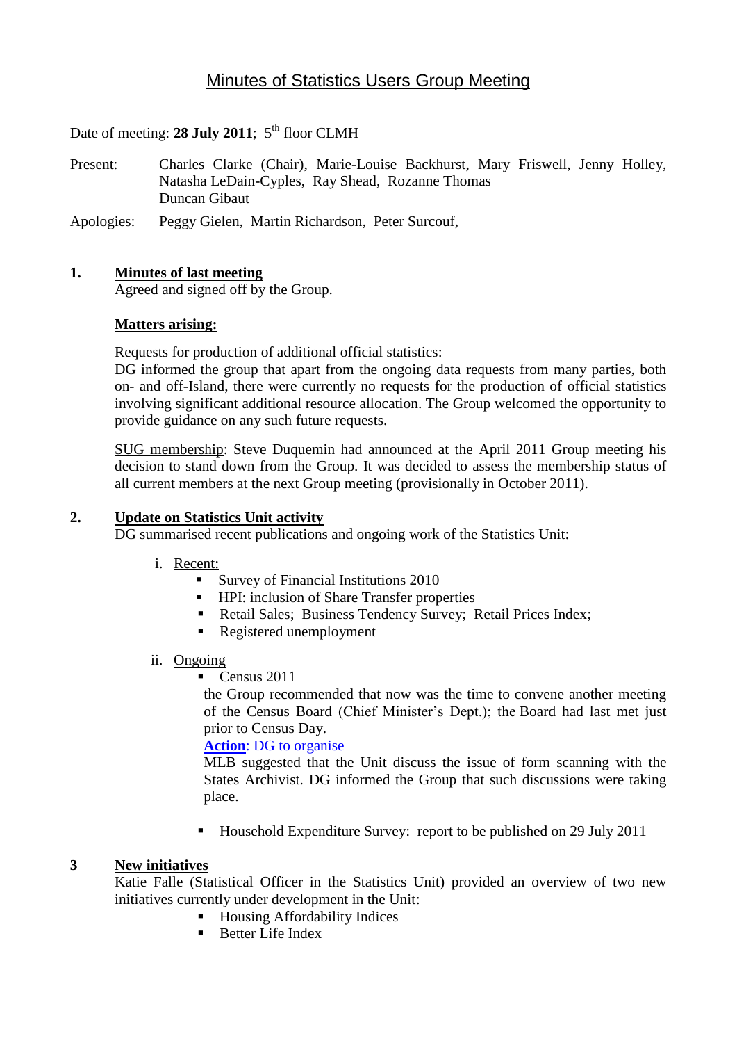# Minutes of Statistics Users Group Meeting

Date of meeting: **28 July 2011**; 5th floor CLMH

Present: Charles Clarke (Chair), Marie-Louise Backhurst, Mary Friswell, Jenny Holley, Natasha LeDain-Cyples, Ray Shead, Rozanne Thomas  
Duncan Gibaut

Apologies: Peggy Gielen, Martin Richardson, Peter Surcouf,

## 1. Minutes of last meeting

Agreed and signed off by the Group.

**Matters arising:**

Requests for production of additional official statistics:  
DG informed the group that apart from the ongoing data requests from many parties, both on- and off-Island, there were currently no requests for the production of official statistics involving significant additional resource allocation. The Group welcomed the opportunity to provide guidance on any such future requests.

SUG membership: Steve Duquemin had announced at the April 2011 Group meeting his decision to stand down from the Group. It was decided to assess the membership status of all current members at the next Group meeting (provisionally in October 2011).

## 2. Update on Statistics Unit activity

DG summarised recent publications and ongoing work of the Statistics Unit:

i. Recent:
   - Survey of Financial Institutions 2010
   - HPI: inclusion of Share Transfer properties
   - Retail Sales; Business Tendency Survey; Retail Prices Index;
   - Registered unemployment

ii. Ongoing
   - Census 2011

     the Group recommended that now was the time to convene another meeting of the Census Board (Chief Minister's Dept.); the Board had last met just prior to Census Day.

     **Action**: DG to organise

     MLB suggested that the Unit discuss the issue of form scanning with the States Archivist. DG informed the Group that such discussions were taking place.

   - Household Expenditure Survey: report to be published on 29 July 2011

## 3 New initiatives

Katie Falle (Statistical Officer in the Statistics Unit) provided an overview of two new initiatives currently under development in the Unit:

- Housing Affordability Indices
- Better Life Index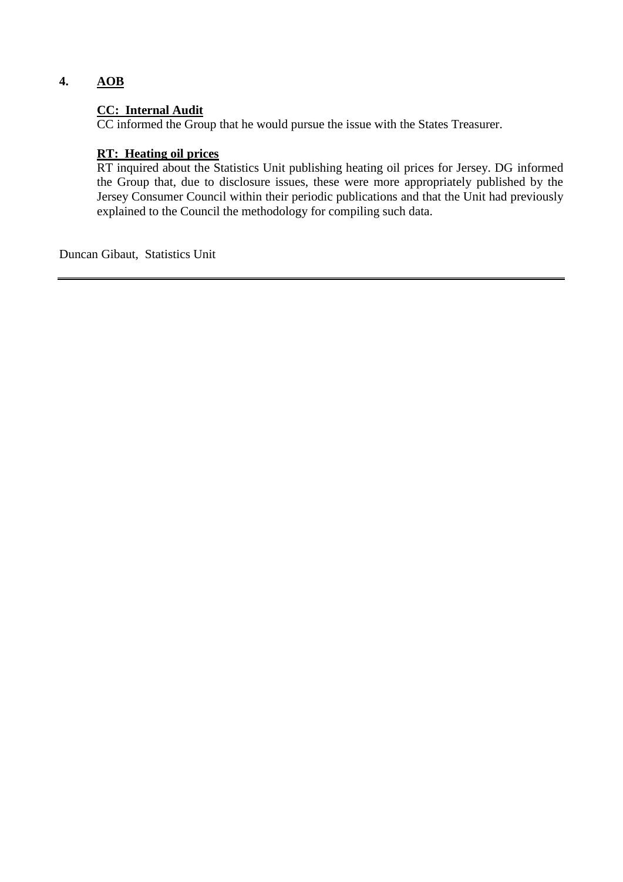## 4. AOB

**CC: Internal Audit**

CC informed the Group that he would pursue the issue with the States Treasurer.

**RT: Heating oil prices**

RT inquired about the Statistics Unit publishing heating oil prices for Jersey. DG informed the Group that, due to disclosure issues, these were more appropriately published by the Jersey Consumer Council within their periodic publications and that the Unit had previously explained to the Council the methodology for compiling such data.

Duncan Gibaut, Statistics Unit